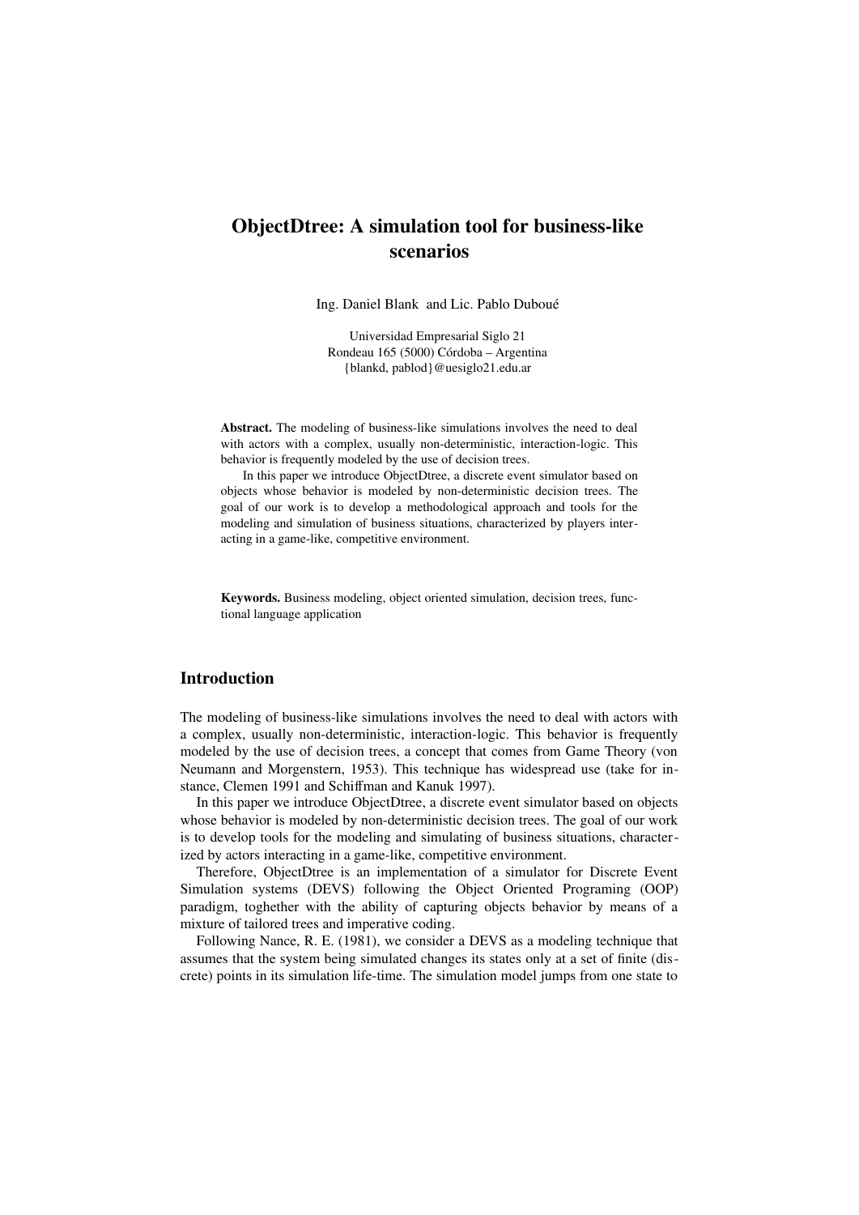# ObjectDtree: A simulation tool for business-like scenarios

Ing. Daniel Blank and Lic. Pablo Duboué

Universidad Empresarial Siglo 21
Rondeau 165 (5000) Córdoba – Argentina
{blankd, pablod}@uesiglo21.edu.ar

**Abstract.** The modeling of business-like simulations involves the need to deal with actors with a complex, usually non-deterministic, interaction-logic. This behavior is frequently modeled by the use of decision trees.

In this paper we introduce ObjectDtree, a discrete event simulator based on objects whose behavior is modeled by non-deterministic decision trees. The goal of our work is to develop a methodological approach and tools for the modeling and simulation of business situations, characterized by players interacting in a game-like, competitive environment.

**Keywords.** Business modeling, object oriented simulation, decision trees, functional language application

## Introduction

The modeling of business-like simulations involves the need to deal with actors with a complex, usually non-deterministic, interaction-logic. This behavior is frequently modeled by the use of decision trees, a concept that comes from Game Theory (von Neumann and Morgenstern, 1953). This technique has widespread use (take for instance, Clemen 1991 and Schiffman and Kanuk 1997).

In this paper we introduce ObjectDtree, a discrete event simulator based on objects whose behavior is modeled by non-deterministic decision trees. The goal of our work is to develop tools for the modeling and simulating of business situations, characterized by actors interacting in a game-like, competitive environment.

Therefore, ObjectDtree is an implementation of a simulator for Discrete Event Simulation systems (DEVS) following the Object Oriented Programing (OOP) paradigm, toghether with the ability of capturing objects behavior by means of a mixture of tailored trees and imperative coding.

Following Nance, R. E. (1981), we consider a DEVS as a modeling technique that assumes that the system being simulated changes its states only at a set of finite (discrete) points in its simulation life-time. The simulation model jumps from one state to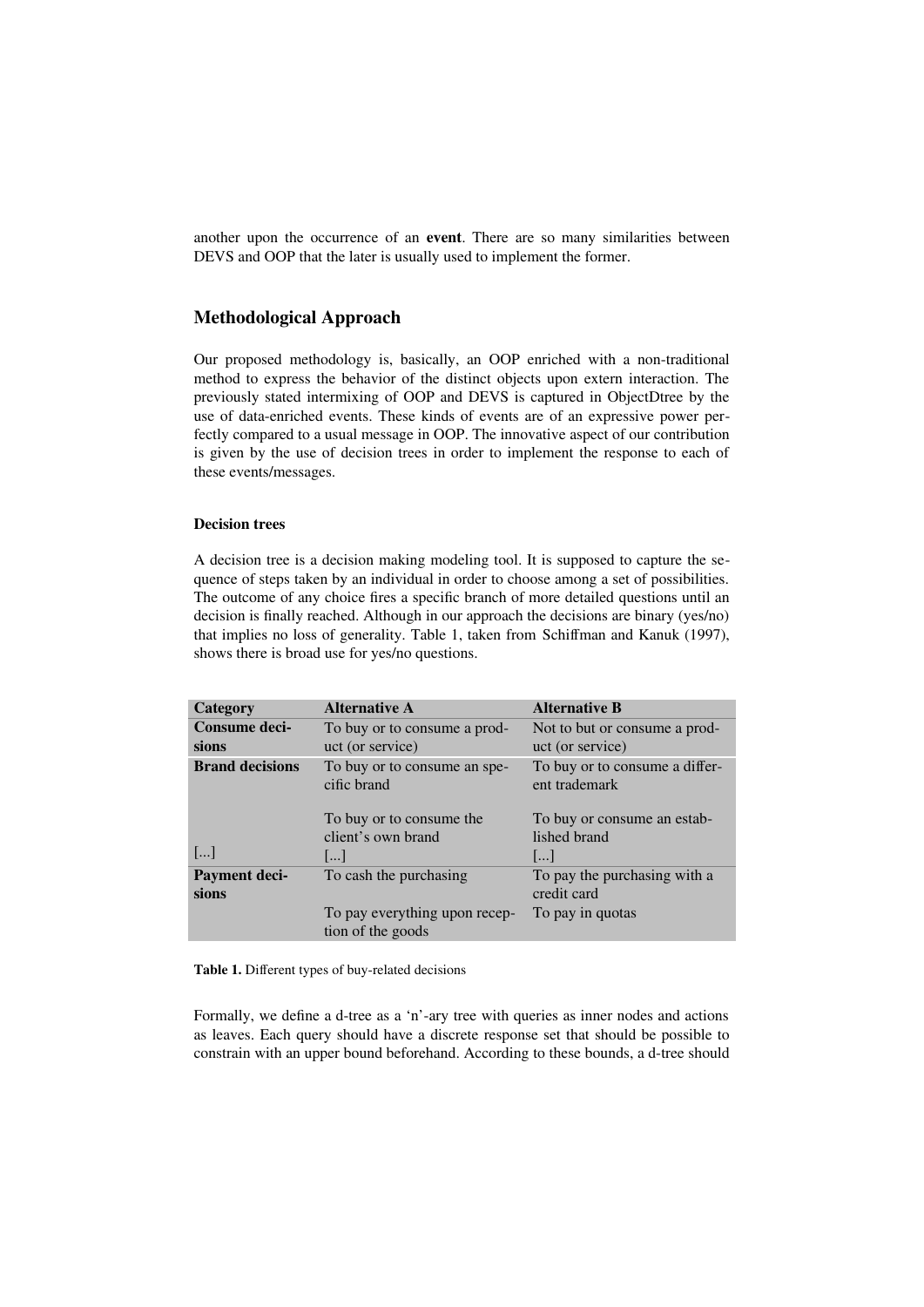another upon the occurrence of an **event**. There are so many similarities between DEVS and OOP that the later is usually used to implement the former.

## Methodological Approach

Our proposed methodology is, basically, an OOP enriched with a non-traditional method to express the behavior of the distinct objects upon extern interaction. The previously stated intermixing of OOP and DEVS is captured in ObjectDtree by the use of data-enriched events. These kinds of events are of an expressive power perfectly compared to a usual message in OOP. The innovative aspect of our contribution is given by the use of decision trees in order to implement the response to each of these events/messages.

### Decision trees

A decision tree is a decision making modeling tool. It is supposed to capture the sequence of steps taken by an individual in order to choose among a set of possibilities. The outcome of any choice fires a specific branch of more detailed questions until an decision is finally reached. Although in our approach the decisions are binary (yes/no) that implies no loss of generality. Table 1, taken from Schiffman and Kanuk (1997), shows there is broad use for yes/no questions.

| Category | Alternative A | Alternative B |
|---|---|---|
| **Consume decisions** | To buy or to consume a product (or service) | Not to but or consume a product (or service) |
| **Brand decisions** | To buy or to consume an specific brand | To buy or to consume a different trademark |
| | To buy or to consume the client's own brand | To buy or consume an established brand |
| [...] | [...] | [...] |
| **Payment decisions** | To cash the purchasing | To pay the purchasing with a credit card |
| | To pay everything upon reception of the goods | To pay in quotas |

**Table 1.** Different types of buy-related decisions

Formally, we define a d-tree as a 'n'-ary tree with queries as inner nodes and actions as leaves. Each query should have a discrete response set that should be possible to constrain with an upper bound beforehand. According to these bounds, a d-tree should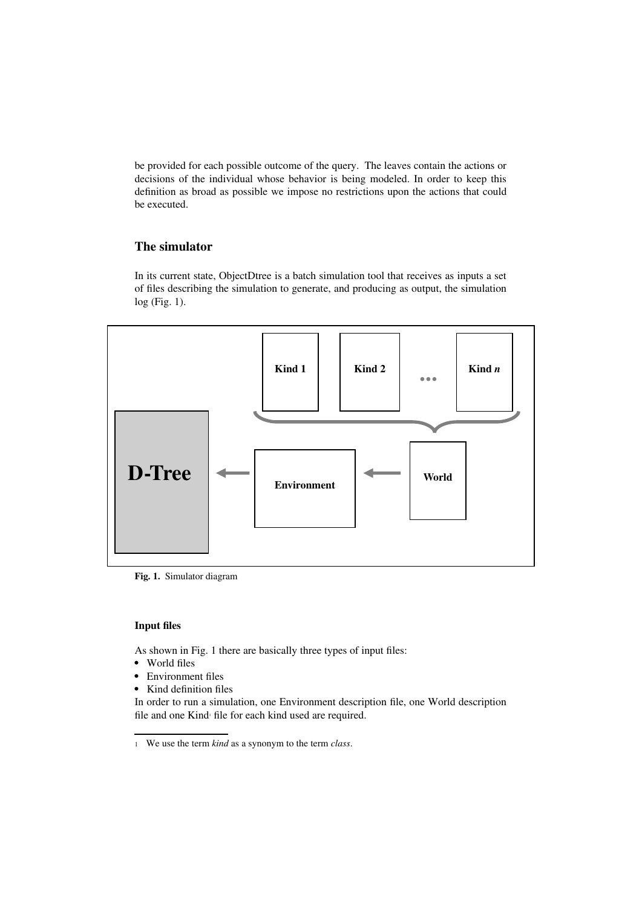be provided for each possible outcome of the query. The leaves contain the actions or decisions of the individual whose behavior is being modeled. In order to keep this definition as broad as possible we impose no restrictions upon the actions that could be executed.

## The simulator

In its current state, ObjectDtree is a batch simulation tool that receives as inputs a set of files describing the simulation to generate, and producing as output, the simulation log (Fig. 1).

**Fig. 1.** Simulator diagram

### Input files

As shown in Fig. 1 there are basically three types of input files:

- World files
- Environment files
- Kind definition files

In order to run a simulation, one Environment description file, one World description file and one Kind[1] file for each kind used are required.

[1] We use the term *kind* as a synonym to the term *class*.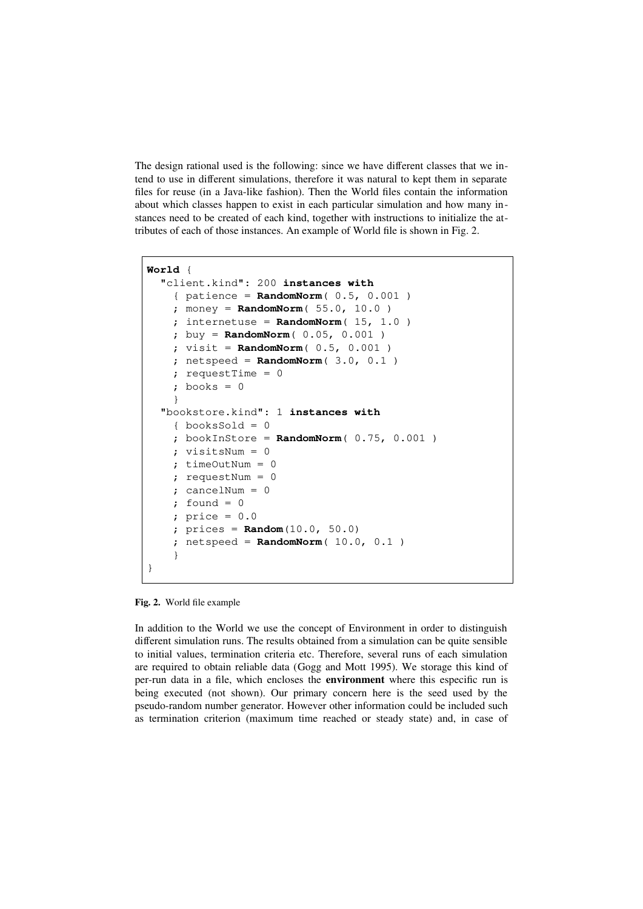The design rational used is the following: since we have different classes that we intend to use in different simulations, therefore it was natural to kept them in separate files for reuse (in a Java-like fashion). Then the World files contain the information about which classes happen to exist in each particular simulation and how many instances need to be created of each kind, together with instructions to initialize the attributes of each of those instances. An example of World file is shown in Fig. 2.

```
World {
  "client.kind": 200 instances with
    { patience = RandomNorm( 0.5, 0.001 )
    ; money = RandomNorm( 55.0, 10.0 )
    ; internetuse = RandomNorm( 15, 1.0 )
    ; buy = RandomNorm( 0.05, 0.001 )
    ; visit = RandomNorm( 0.5, 0.001 )
    ; netspeed = RandomNorm( 3.0, 0.1 )
    ; requestTime = 0
    ; books = 0
    }
  "bookstore.kind": 1 instances with
    { booksSold = 0
    ; bookInStore = RandomNorm( 0.75, 0.001 )
    ; visitsNum = 0
    ; timeOutNum = 0
    ; requestNum = 0
    ; cancelNum = 0
    ; found = 0
    ; price = 0.0
    ; prices = Random(10.0, 50.0)
    ; netspeed = RandomNorm( 10.0, 0.1 )
    }
}
```

**Fig. 2.** World file example

In addition to the World we use the concept of Environment in order to distinguish different simulation runs. The results obtained from a simulation can be quite sensible to initial values, termination criteria etc. Therefore, several runs of each simulation are required to obtain reliable data (Gogg and Mott 1995). We storage this kind of per-run data in a file, which encloses the **environment** where this especific run is being executed (not shown). Our primary concern here is the seed used by the pseudo-random number generator. However other information could be included such as termination criterion (maximum time reached or steady state) and, in case of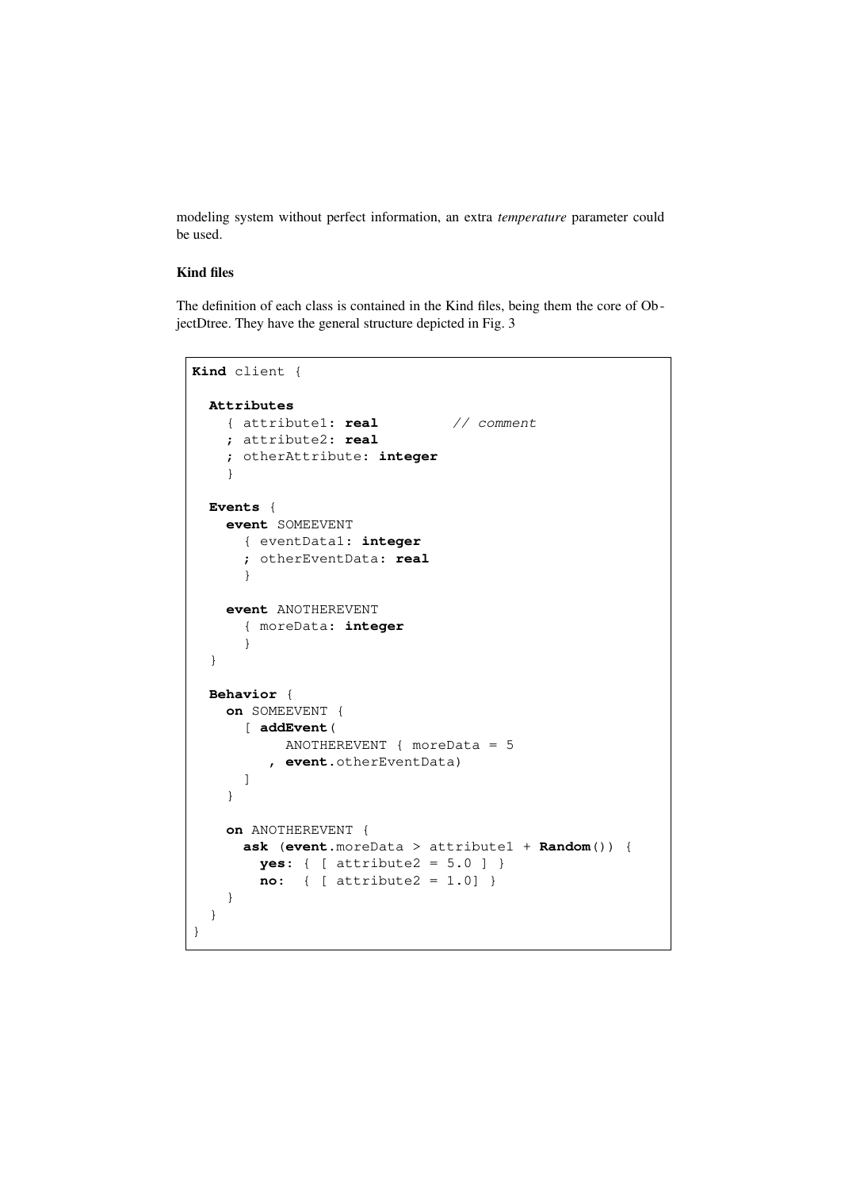modeling system without perfect information, an extra *temperature* parameter could be used.

### Kind files

The definition of each class is contained in the Kind files, being them the core of ObjectDtree. They have the general structure depicted in Fig. 3

```
Kind client {

  Attributes
    { attribute1: real         // comment
    ; attribute2: real
    ; otherAttribute: integer
    }

  Events {
    event SOMEEVENT
      { eventData1: integer
      ; otherEventData: real
      }

    event ANOTHEREVENT
      { moreData: integer
      }
  }

  Behavior {
    on SOMEEVENT {
      [ addEvent(
           ANOTHEREVENT { moreData = 5
         , event.otherEventData)
      ]
    }

    on ANOTHEREVENT {
      ask (event.moreData > attribute1 + Random()) {
        yes: { [ attribute2 = 5.0 ] }
        no:  { [ attribute2 = 1.0] }
    }
  }
}
```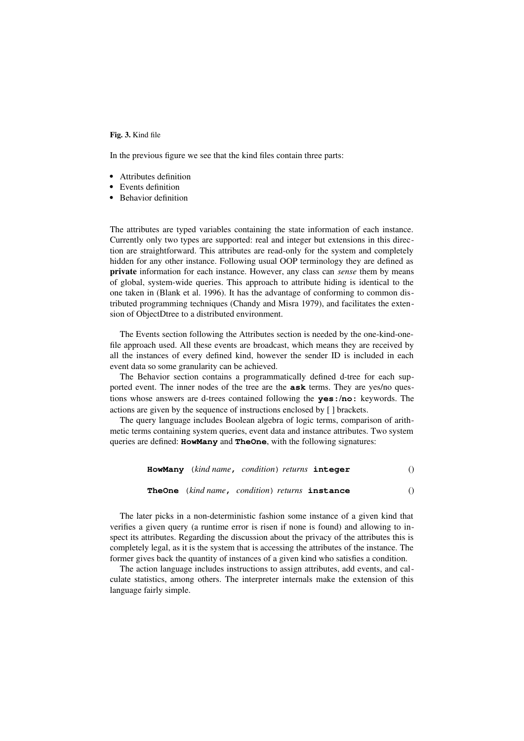**Fig. 3.** Kind file

In the previous figure we see that the kind files contain three parts:

- Attributes definition
- Events definition
- Behavior definition

The attributes are typed variables containing the state information of each instance. Currently only two types are supported: real and integer but extensions in this direction are straightforward. This attributes are read-only for the system and completely hidden for any other instance. Following usual OOP terminology they are defined as **private** information for each instance. However, any class can *sense* them by means of global, system-wide queries. This approach to attribute hiding is identical to the one taken in (Blank et al. 1996). It has the advantage of conforming to common distributed programming techniques (Chandy and Misra 1979), and facilitates the extension of ObjectDtree to a distributed environment.

The Events section following the Attributes section is needed by the one-kind-one-file approach used. All these events are broadcast, which means they are received by all the instances of every defined kind, however the sender ID is included in each event data so some granularity can be achieved.

The Behavior section contains a programmatically defined d-tree for each supported event. The inner nodes of the tree are the **`ask`** terms. They are yes/no questions whose answers are d-trees contained following the **`yes:/no:`** keywords. The actions are given by the sequence of instructions enclosed by [ ] brackets.

The query language includes Boolean algebra of logic terms, comparison of arithmetic terms containing system queries, event data and instance attributes. Two system queries are defined: **`HowMany`** and **`TheOne`**, with the following signatures:

**`HowMany`** (*kind name*, *condition*) *returns* **`integer`** ()

**`TheOne`** (*kind name*, *condition*) *returns* **`instance`** ()

The later picks in a non-deterministic fashion some instance of a given kind that verifies a given query (a runtime error is risen if none is found) and allowing to inspect its attributes. Regarding the discussion about the privacy of the attributes this is completely legal, as it is the system that is accessing the attributes of the instance. The former gives back the quantity of instances of a given kind who satisfies a condition.

The action language includes instructions to assign attributes, add events, and calculate statistics, among others. The interpreter internals make the extension of this language fairly simple.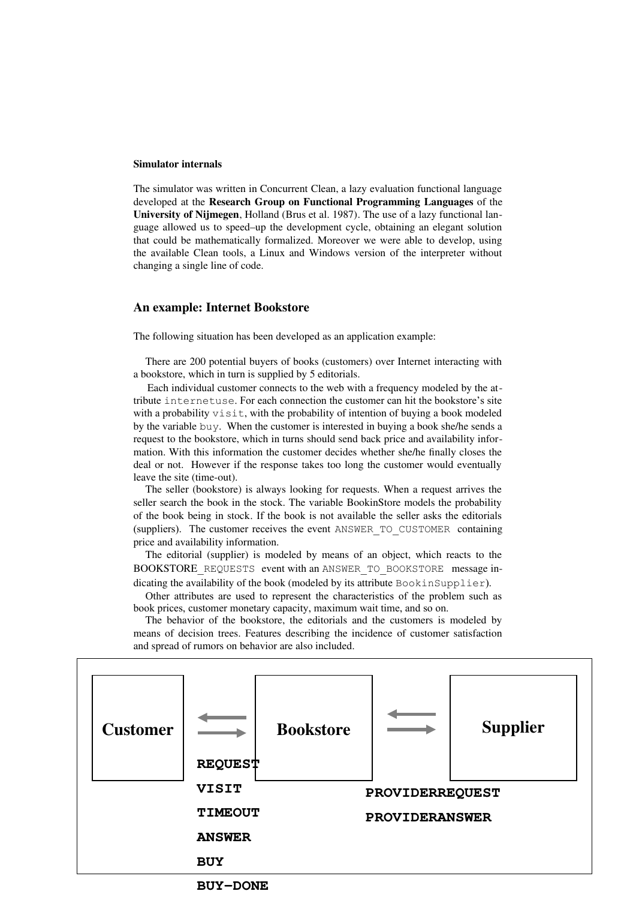**Simulator internals**

The simulator was written in Concurrent Clean, a lazy evaluation functional language developed at the **Research Group on Functional Programming Languages** of the **University of Nijmegen**, Holland (Brus et al. 1987). The use of a lazy functional language allowed us to speed–up the development cycle, obtaining an elegant solution that could be mathematically formalized. Moreover we were able to develop, using the available Clean tools, a Linux and Windows version of the interpreter without changing a single line of code.

## An example: Internet Bookstore

The following situation has been developed as an application example:

There are 200 potential buyers of books (customers) over Internet interacting with a bookstore, which in turn is supplied by 5 editorials.

Each individual customer connects to the web with a frequency modeled by the attribute `internetuse`. For each connection the customer can hit the bookstore's site with a probability `visit`, with the probability of intention of buying a book modeled by the variable `buy`. When the customer is interested in buying a book she/he sends a request to the bookstore, which in turns should send back price and availability information. With this information the customer decides whether she/he finally closes the deal or not. However if the response takes too long the customer would eventually leave the site (time-out).

The seller (bookstore) is always looking for requests. When a request arrives the seller search the book in the stock. The variable BookinStore models the probability of the book being in stock. If the book is not available the seller asks the editorials (suppliers). The customer receives the event `ANSWER_TO_CUSTOMER` containing price and availability information.

The editorial (supplier) is modeled by means of an object, which reacts to the BOOKSTORE`_REQUESTS` event with an `ANSWER_TO_BOOKSTORE` message indicating the availability of the book (modeled by its attribute `BookinSupplier`).

Other attributes are used to represent the characteristics of the problem such as book prices, customer monetary capacity, maximum wait time, and so on.

The behavior of the bookstore, the editorials and the customers is modeled by means of decision trees. Features describing the incidence of customer satisfaction and spread of rumors on behavior are also included.

Customer ⇄ Bookstore ⇄ Supplier

REQUEST
VISIT
TIMEOUT
ANSWER
BUY
BUY–DONE

PROVIDERREQUEST
PROVIDERANSWER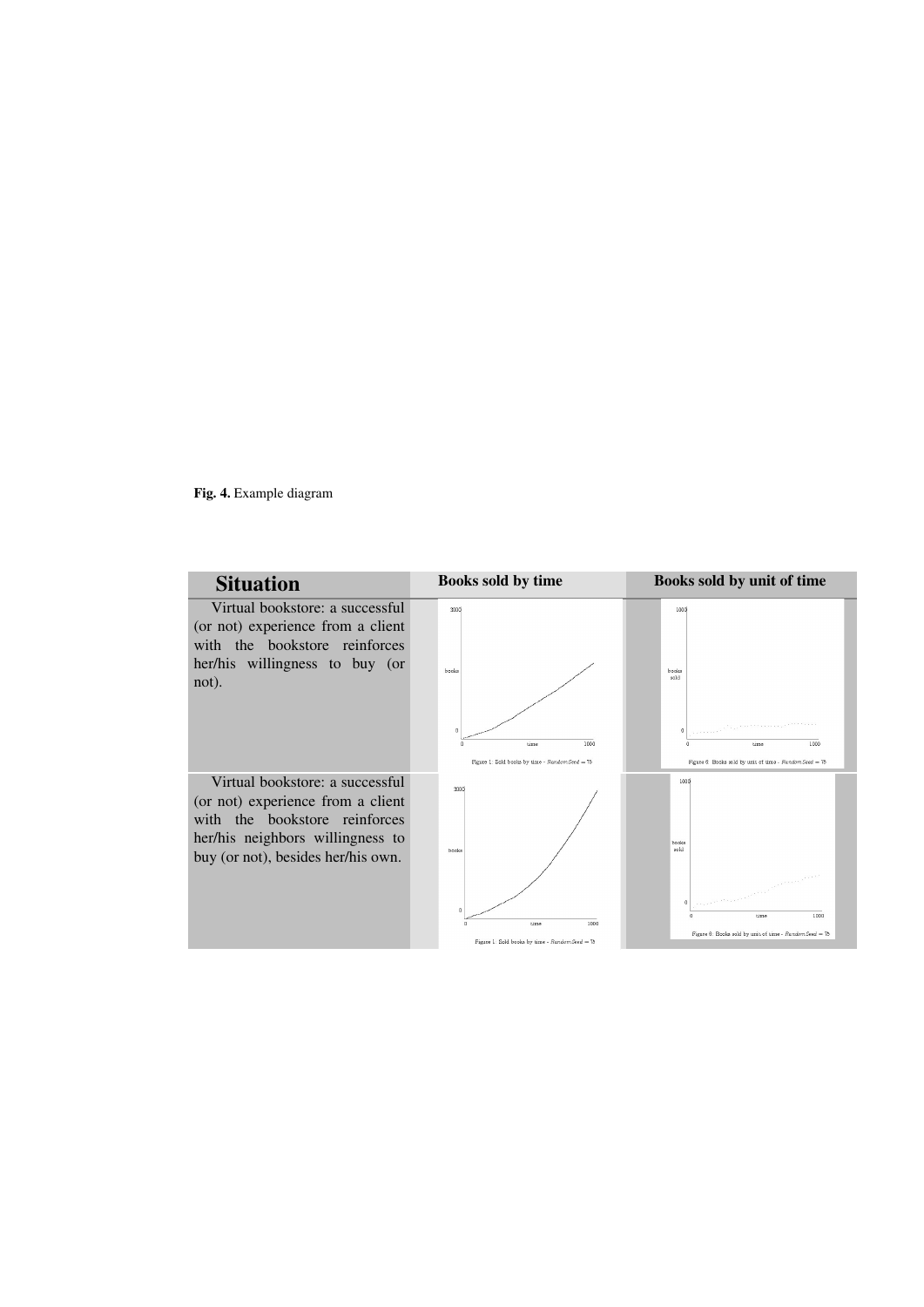**Fig. 4.** Example diagram

| Situation | Books sold by time | Books sold by unit of time |
|---|---|---|
| Virtual bookstore: a successful (or not) experience from a client with the bookstore reinforces her/his willingness to buy (or not). | Figure 1: Sold books by time - *RandomSeed* = 75 | Figure 6: Books sold by unit of time - *RandomSeed* = 75 |
| Virtual bookstore: a successful (or not) experience from a client with the bookstore reinforces her/his neighbors willingness to buy (or not), besides her/his own. | Figure 1: Sold books by time - *RandomSeed* = 75 | Figure 6: Books sold by unit of time - *RandomSeed* = 75 |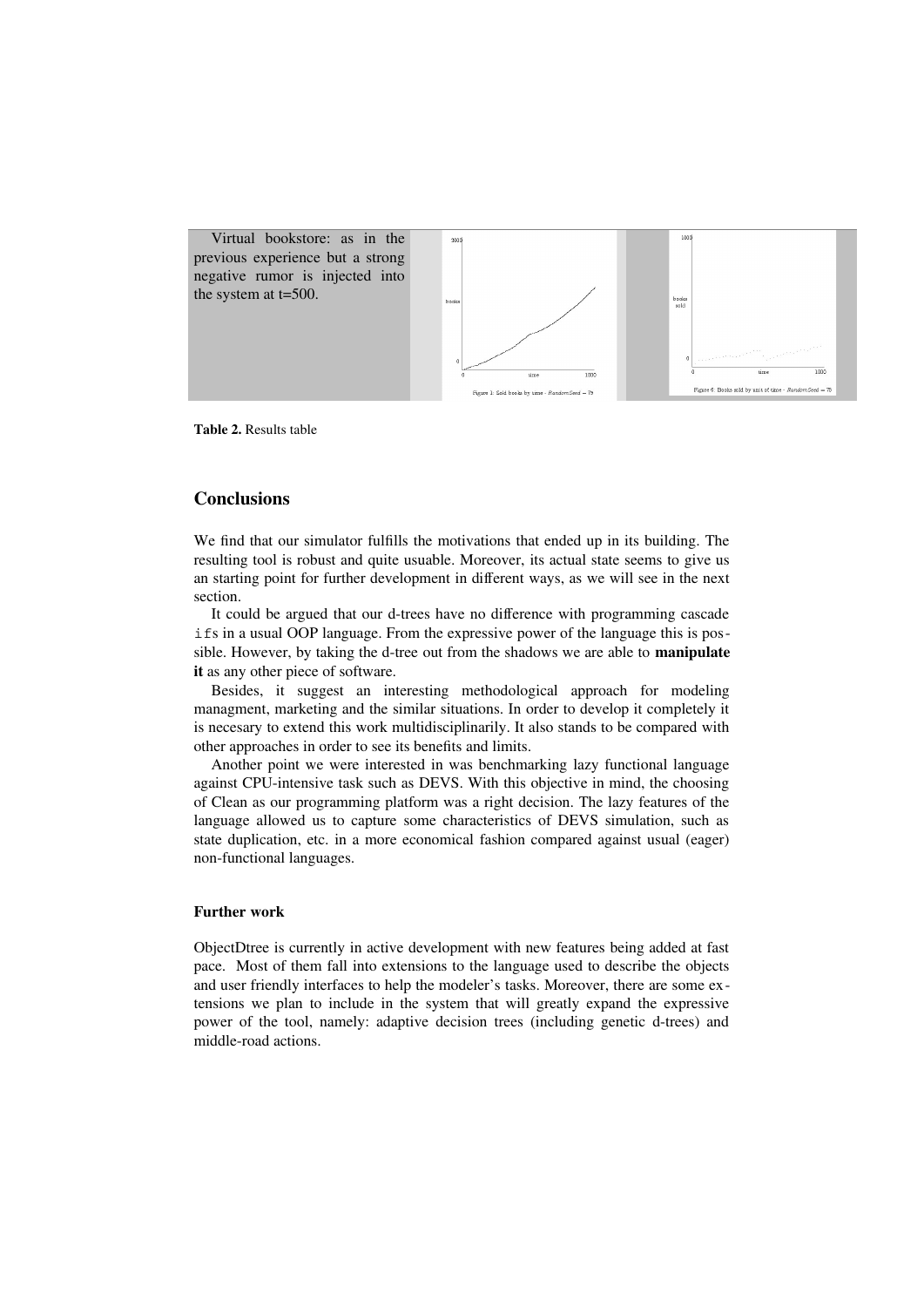| | | |
|---|---|---|
| Virtual bookstore: as in the previous experience but a strong negative rumor is injected into the system at t=500. | Figure 1: Sold books by time - *RandomSeed* = 75 | Figure 6: Books sold by unit of time - *RandomSeed* = 75 |

**Table 2.** Results table

## Conclusions

We find that our simulator fulfills the motivations that ended up in its building. The resulting tool is robust and quite usuable. Moreover, its actual state seems to give us an starting point for further development in different ways, as we will see in the next section.

It could be argued that our d-trees have no difference with programming cascade `ifs` in a usual OOP language. From the expressive power of the language this is possible. However, by taking the d-tree out from the shadows we are able to **manipulate it** as any other piece of software.

Besides, it suggest an interesting methodological approach for modeling managment, marketing and the similar situations. In order to develop it completely it is necesary to extend this work multidisciplinarily. It also stands to be compared with other approaches in order to see its benefits and limits.

Another point we were interested in was benchmarking lazy functional language against CPU-intensive task such as DEVS. With this objective in mind, the choosing of Clean as our programming platform was a right decision. The lazy features of the language allowed us to capture some characteristics of DEVS simulation, such as state duplication, etc. in a more economical fashion compared against usual (eager) non-functional languages.

### Further work

ObjectDtree is currently in active development with new features being added at fast pace. Most of them fall into extensions to the language used to describe the objects and user friendly interfaces to help the modeler's tasks. Moreover, there are some extensions we plan to include in the system that will greatly expand the expressive power of the tool, namely: adaptive decision trees (including genetic d-trees) and middle-road actions.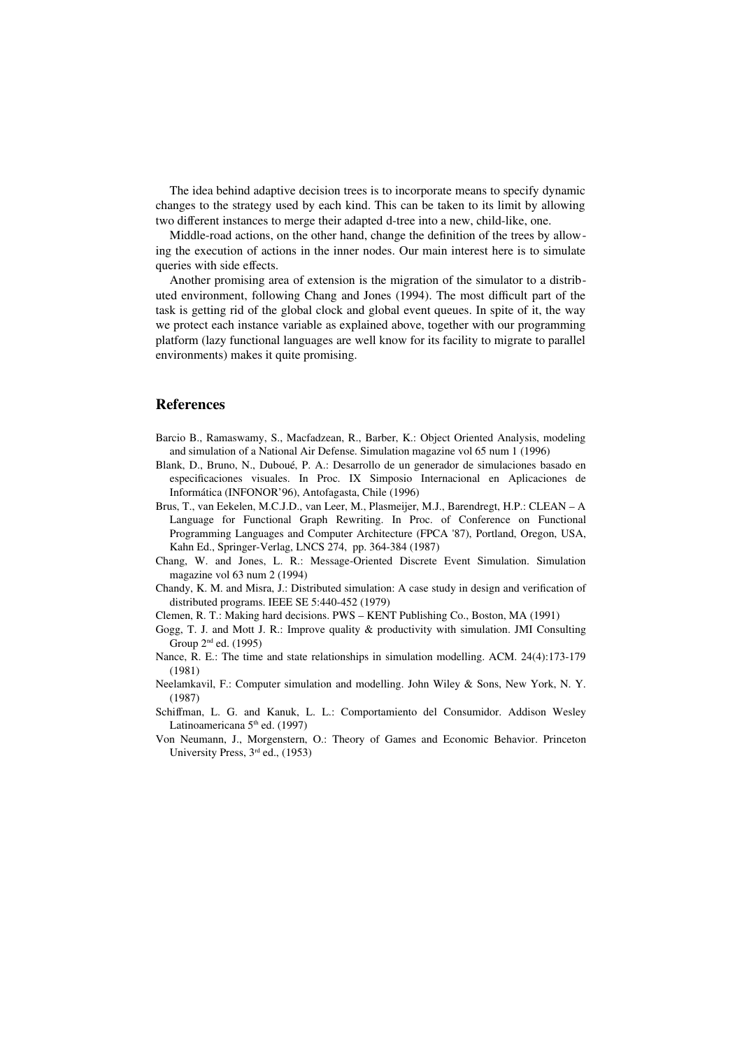The idea behind adaptive decision trees is to incorporate means to specify dynamic changes to the strategy used by each kind. This can be taken to its limit by allowing two different instances to merge their adapted d-tree into a new, child-like, one.

Middle-road actions, on the other hand, change the definition of the trees by allowing the execution of actions in the inner nodes. Our main interest here is to simulate queries with side effects.

Another promising area of extension is the migration of the simulator to a distributed environment, following Chang and Jones (1994). The most difficult part of the task is getting rid of the global clock and global event queues. In spite of it, the way we protect each instance variable as explained above, together with our programming platform (lazy functional languages are well know for its facility to migrate to parallel environments) makes it quite promising.

## References

Barcio B., Ramaswamy, S., Macfadzean, R., Barber, K.: Object Oriented Analysis, modeling and simulation of a National Air Defense. Simulation magazine vol 65 num 1 (1996)

Blank, D., Bruno, N., Duboué, P. A.: Desarrollo de un generador de simulaciones basado en especificaciones visuales. In Proc. IX Simposio Internacional en Aplicaciones de Informática (INFONOR'96), Antofagasta, Chile (1996)

Brus, T., van Eekelen, M.C.J.D., van Leer, M., Plasmeijer, M.J., Barendregt, H.P.: CLEAN – A Language for Functional Graph Rewriting. In Proc. of Conference on Functional Programming Languages and Computer Architecture (FPCA '87), Portland, Oregon, USA, Kahn Ed., Springer-Verlag, LNCS 274, pp. 364-384 (1987)

Chang, W. and Jones, L. R.: Message-Oriented Discrete Event Simulation. Simulation magazine vol 63 num 2 (1994)

Chandy, K. M. and Misra, J.: Distributed simulation: A case study in design and verification of distributed programs. IEEE SE 5:440-452 (1979)

Clemen, R. T.: Making hard decisions. PWS – KENT Publishing Co., Boston, MA (1991)

Gogg, T. J. and Mott J. R.: Improve quality & productivity with simulation. JMI Consulting Group 2nd ed. (1995)

Nance, R. E.: The time and state relationships in simulation modelling. ACM. 24(4):173-179 (1981)

Neelamkavil, F.: Computer simulation and modelling. John Wiley & Sons, New York, N. Y. (1987)

Schiffman, L. G. and Kanuk, L. L.: Comportamiento del Consumidor. Addison Wesley Latinoamericana 5th ed. (1997)

Von Neumann, J., Morgenstern, O.: Theory of Games and Economic Behavior. Princeton University Press, 3rd ed., (1953)